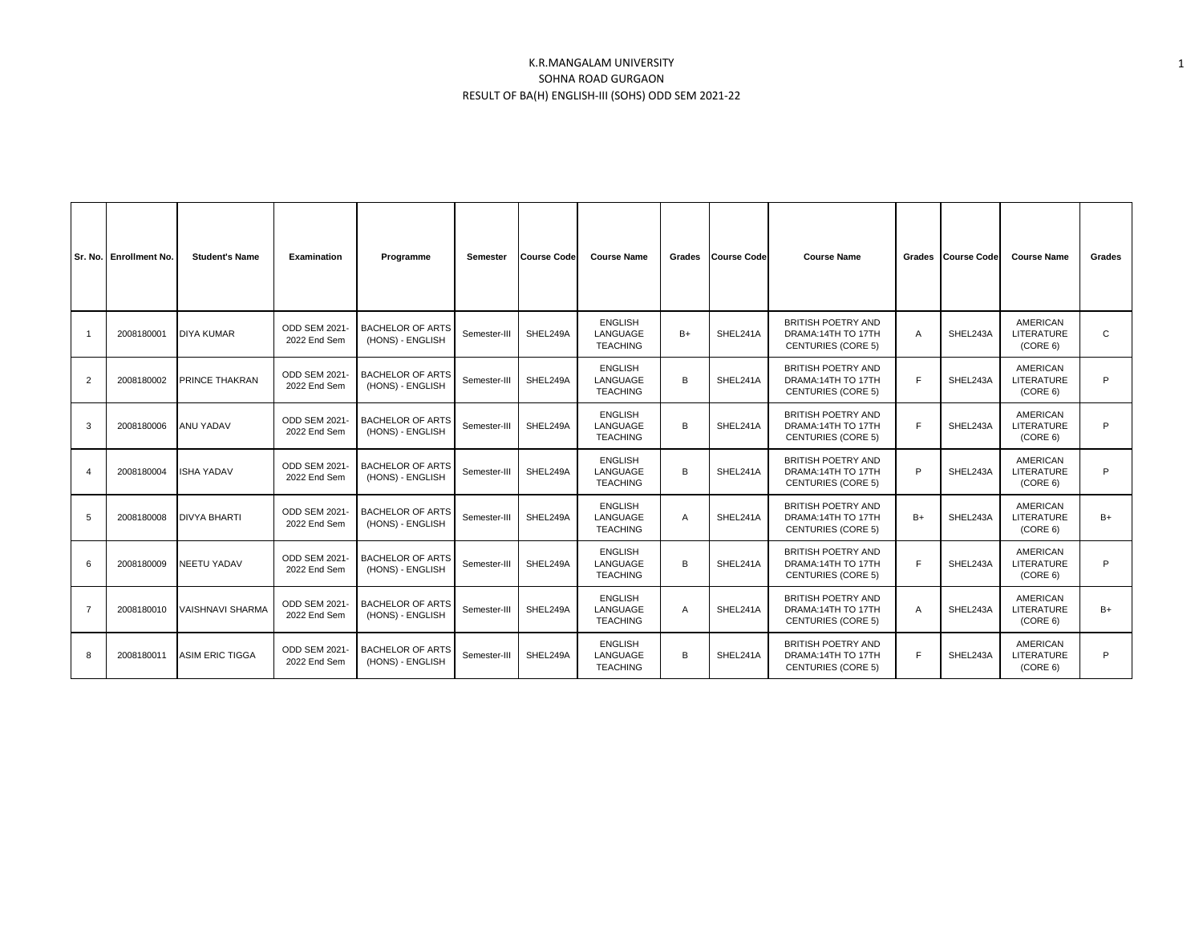K.R.MANGALAM UNIVERSITY

SOHNA ROAD GURGAON

RESULT OF BA(H) ENGLISH-III (SOHS) ODD SEM 2021-22

| Sr. No. | Enrollment No. | Student's Name | Examination | Programme | Semester | Course Code | Course Name | Grades | Course Code | Course Name | Grades | Course Code | Course Name | Grades |
|---|---|---|---|---|---|---|---|---|---|---|---|---|---|---|
| 1 | 2008180001 | DIYA KUMAR | ODD SEM 2021-2022 End Sem | BACHELOR OF ARTS (HONS) - ENGLISH | Semester-III | SHEL249A | ENGLISH LANGUAGE TEACHING | B+ | SHEL241A | BRITISH POETRY AND DRAMA:14TH TO 17TH CENTURIES (CORE 5) | A | SHEL243A | AMERICAN LITERATURE (CORE 6) | C |
| 2 | 2008180002 | PRINCE THAKRAN | ODD SEM 2021-2022 End Sem | BACHELOR OF ARTS (HONS) - ENGLISH | Semester-III | SHEL249A | ENGLISH LANGUAGE TEACHING | B | SHEL241A | BRITISH POETRY AND DRAMA:14TH TO 17TH CENTURIES (CORE 5) | F | SHEL243A | AMERICAN LITERATURE (CORE 6) | P |
| 3 | 2008180006 | ANU YADAV | ODD SEM 2021-2022 End Sem | BACHELOR OF ARTS (HONS) - ENGLISH | Semester-III | SHEL249A | ENGLISH LANGUAGE TEACHING | B | SHEL241A | BRITISH POETRY AND DRAMA:14TH TO 17TH CENTURIES (CORE 5) | F | SHEL243A | AMERICAN LITERATURE (CORE 6) | P |
| 4 | 2008180004 | ISHA YADAV | ODD SEM 2021-2022 End Sem | BACHELOR OF ARTS (HONS) - ENGLISH | Semester-III | SHEL249A | ENGLISH LANGUAGE TEACHING | B | SHEL241A | BRITISH POETRY AND DRAMA:14TH TO 17TH CENTURIES (CORE 5) | P | SHEL243A | AMERICAN LITERATURE (CORE 6) | P |
| 5 | 2008180008 | DIVYA BHARTI | ODD SEM 2021-2022 End Sem | BACHELOR OF ARTS (HONS) - ENGLISH | Semester-III | SHEL249A | ENGLISH LANGUAGE TEACHING | A | SHEL241A | BRITISH POETRY AND DRAMA:14TH TO 17TH CENTURIES (CORE 5) | B+ | SHEL243A | AMERICAN LITERATURE (CORE 6) | B+ |
| 6 | 2008180009 | NEETU YADAV | ODD SEM 2021-2022 End Sem | BACHELOR OF ARTS (HONS) - ENGLISH | Semester-III | SHEL249A | ENGLISH LANGUAGE TEACHING | B | SHEL241A | BRITISH POETRY AND DRAMA:14TH TO 17TH CENTURIES (CORE 5) | F | SHEL243A | AMERICAN LITERATURE (CORE 6) | P |
| 7 | 2008180010 | VAISHNAVI SHARMA | ODD SEM 2021-2022 End Sem | BACHELOR OF ARTS (HONS) - ENGLISH | Semester-III | SHEL249A | ENGLISH LANGUAGE TEACHING | A | SHEL241A | BRITISH POETRY AND DRAMA:14TH TO 17TH CENTURIES (CORE 5) | A | SHEL243A | AMERICAN LITERATURE (CORE 6) | B+ |
| 8 | 2008180011 | ASIM ERIC TIGGA | ODD SEM 2021-2022 End Sem | BACHELOR OF ARTS (HONS) - ENGLISH | Semester-III | SHEL249A | ENGLISH LANGUAGE TEACHING | B | SHEL241A | BRITISH POETRY AND DRAMA:14TH TO 17TH CENTURIES (CORE 5) | F | SHEL243A | AMERICAN LITERATURE (CORE 6) | P |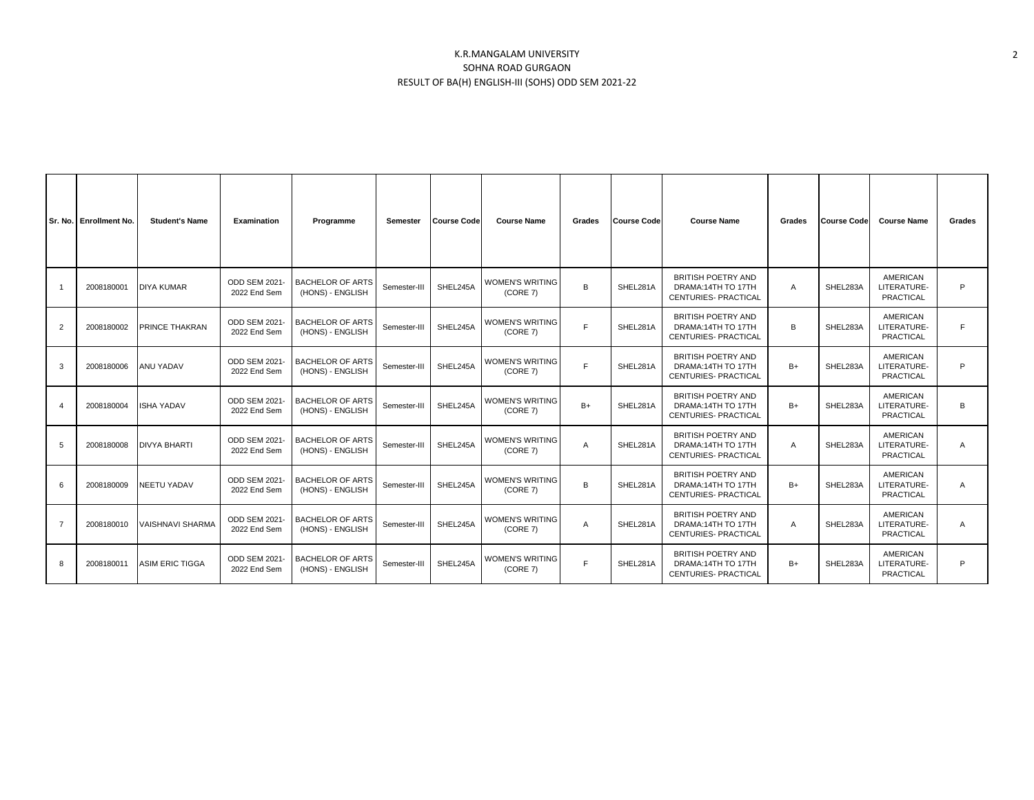K.R.MANGALAM UNIVERSITY
SOHNA ROAD GURGAON
RESULT OF BA(H) ENGLISH-III (SOHS) ODD SEM 2021-22

| Sr. No. | Enrollment No. | Student's Name | Examination | Programme | Semester | Course Code | Course Name | Grades | Course Code | Course Name | Grades | Course Code | Course Name | Grades |
|---|---|---|---|---|---|---|---|---|---|---|---|---|---|---|
| 1 | 2008180001 | DIYA KUMAR | ODD SEM 2021-2022 End Sem | BACHELOR OF ARTS (HONS) - ENGLISH | Semester-III | SHEL245A | WOMEN'S WRITING (CORE 7) | B | SHEL281A | BRITISH POETRY AND DRAMA:14TH TO 17TH CENTURIES- PRACTICAL | A | SHEL283A | AMERICAN LITERATURE-PRACTICAL | P |
| 2 | 2008180002 | PRINCE THAKRAN | ODD SEM 2021-2022 End Sem | BACHELOR OF ARTS (HONS) - ENGLISH | Semester-III | SHEL245A | WOMEN'S WRITING (CORE 7) | F | SHEL281A | BRITISH POETRY AND DRAMA:14TH TO 17TH CENTURIES- PRACTICAL | B | SHEL283A | AMERICAN LITERATURE-PRACTICAL | F |
| 3 | 2008180006 | ANU YADAV | ODD SEM 2021-2022 End Sem | BACHELOR OF ARTS (HONS) - ENGLISH | Semester-III | SHEL245A | WOMEN'S WRITING (CORE 7) | F | SHEL281A | BRITISH POETRY AND DRAMA:14TH TO 17TH CENTURIES- PRACTICAL | B+ | SHEL283A | AMERICAN LITERATURE-PRACTICAL | P |
| 4 | 2008180004 | ISHA YADAV | ODD SEM 2021-2022 End Sem | BACHELOR OF ARTS (HONS) - ENGLISH | Semester-III | SHEL245A | WOMEN'S WRITING (CORE 7) | B+ | SHEL281A | BRITISH POETRY AND DRAMA:14TH TO 17TH CENTURIES- PRACTICAL | B+ | SHEL283A | AMERICAN LITERATURE-PRACTICAL | B |
| 5 | 2008180008 | DIVYA BHARTI | ODD SEM 2021-2022 End Sem | BACHELOR OF ARTS (HONS) - ENGLISH | Semester-III | SHEL245A | WOMEN'S WRITING (CORE 7) | A | SHEL281A | BRITISH POETRY AND DRAMA:14TH TO 17TH CENTURIES- PRACTICAL | A | SHEL283A | AMERICAN LITERATURE-PRACTICAL | A |
| 6 | 2008180009 | NEETU YADAV | ODD SEM 2021-2022 End Sem | BACHELOR OF ARTS (HONS) - ENGLISH | Semester-III | SHEL245A | WOMEN'S WRITING (CORE 7) | B | SHEL281A | BRITISH POETRY AND DRAMA:14TH TO 17TH CENTURIES- PRACTICAL | B+ | SHEL283A | AMERICAN LITERATURE-PRACTICAL | A |
| 7 | 2008180010 | VAISHNAVI SHARMA | ODD SEM 2021-2022 End Sem | BACHELOR OF ARTS (HONS) - ENGLISH | Semester-III | SHEL245A | WOMEN'S WRITING (CORE 7) | A | SHEL281A | BRITISH POETRY AND DRAMA:14TH TO 17TH CENTURIES- PRACTICAL | A | SHEL283A | AMERICAN LITERATURE-PRACTICAL | A |
| 8 | 2008180011 | ASIM ERIC TIGGA | ODD SEM 2021-2022 End Sem | BACHELOR OF ARTS (HONS) - ENGLISH | Semester-III | SHEL245A | WOMEN'S WRITING (CORE 7) | F | SHEL281A | BRITISH POETRY AND DRAMA:14TH TO 17TH CENTURIES- PRACTICAL | B+ | SHEL283A | AMERICAN LITERATURE-PRACTICAL | P |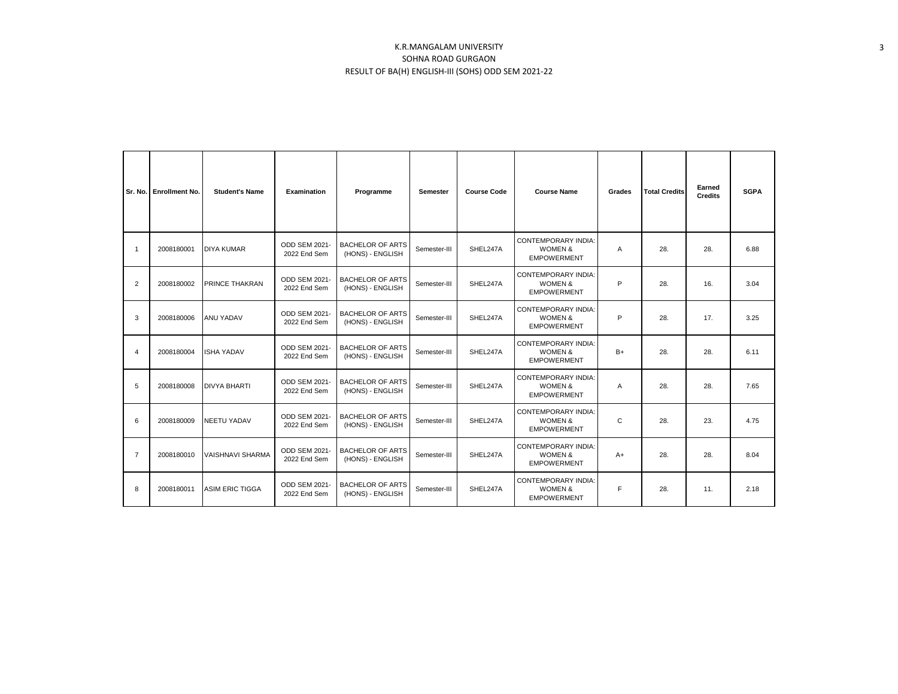K.R.MANGALAM UNIVERSITY
SOHNA ROAD GURGAON
RESULT OF BA(H) ENGLISH-III (SOHS) ODD SEM 2021-22

| Sr. No. | Enrollment No. | Student's Name | Examination | Programme | Semester | Course Code | Course Name | Grades | Total Credits | Earned Credits | SGPA |
|---|---|---|---|---|---|---|---|---|---|---|---|
| 1 | 2008180001 | DIYA KUMAR | ODD SEM 2021-2022 End Sem | BACHELOR OF ARTS (HONS) - ENGLISH | Semester-III | SHEL247A | CONTEMPORARY INDIA: WOMEN & EMPOWERMENT | A | 28. | 28. | 6.88 |
| 2 | 2008180002 | PRINCE THAKRAN | ODD SEM 2021-2022 End Sem | BACHELOR OF ARTS (HONS) - ENGLISH | Semester-III | SHEL247A | CONTEMPORARY INDIA: WOMEN & EMPOWERMENT | P | 28. | 16. | 3.04 |
| 3 | 2008180006 | ANU YADAV | ODD SEM 2021-2022 End Sem | BACHELOR OF ARTS (HONS) - ENGLISH | Semester-III | SHEL247A | CONTEMPORARY INDIA: WOMEN & EMPOWERMENT | P | 28. | 17. | 3.25 |
| 4 | 2008180004 | ISHA YADAV | ODD SEM 2021-2022 End Sem | BACHELOR OF ARTS (HONS) - ENGLISH | Semester-III | SHEL247A | CONTEMPORARY INDIA: WOMEN & EMPOWERMENT | B+ | 28. | 28. | 6.11 |
| 5 | 2008180008 | DIVYA BHARTI | ODD SEM 2021-2022 End Sem | BACHELOR OF ARTS (HONS) - ENGLISH | Semester-III | SHEL247A | CONTEMPORARY INDIA: WOMEN & EMPOWERMENT | A | 28. | 28. | 7.65 |
| 6 | 2008180009 | NEETU YADAV | ODD SEM 2021-2022 End Sem | BACHELOR OF ARTS (HONS) - ENGLISH | Semester-III | SHEL247A | CONTEMPORARY INDIA: WOMEN & EMPOWERMENT | C | 28. | 23. | 4.75 |
| 7 | 2008180010 | VAISHNAVI SHARMA | ODD SEM 2021-2022 End Sem | BACHELOR OF ARTS (HONS) - ENGLISH | Semester-III | SHEL247A | CONTEMPORARY INDIA: WOMEN & EMPOWERMENT | A+ | 28. | 28. | 8.04 |
| 8 | 2008180011 | ASIM ERIC TIGGA | ODD SEM 2021-2022 End Sem | BACHELOR OF ARTS (HONS) - ENGLISH | Semester-III | SHEL247A | CONTEMPORARY INDIA: WOMEN & EMPOWERMENT | F | 28. | 11. | 2.18 |